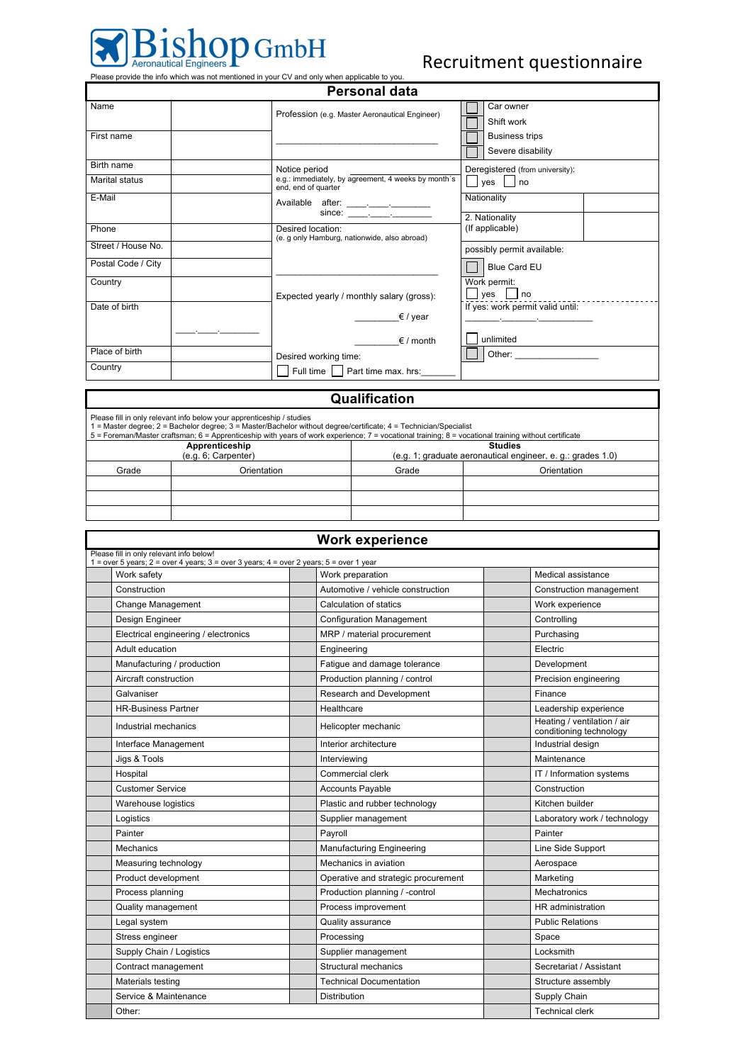# Bishop GmbH

Aeronautical Engineers

## Recruitment questionnaire

Please provide the info which was not mentioned in your CV and only when applicable to you.

## Personal data

| | | | |
|---|---|---|---|
| Name | | Profession (e.g. Master Aeronautical Engineer) | ☐ Car owner<br>☐ Shift work |
| First name | | ________________________________ | ☐ Business trips<br>☐ Severe disability |
| Birth name | | Notice period<br>e.g.: immediately, by agreement, 4 weeks by month´s end, end of quarter | Deregistered (from university):<br>☐ yes ☐ no |
| Marital status | | | |
| E-Mail | | Available after: ____.____.________<br>since: ____.____.________ | Nationality |
| | | | 2. Nationality<br>(If applicable) |
| Phone | | Desired location:<br>(e. g only Hamburg, nationwide, also abroad) | |
| Street / House No. | | | possibly permit available: |
| Postal Code / City | | ________________________________ | ☐ Blue Card EU |
| Country | | Expected yearly / monthly salary (gross): | Work permit:<br>☐ yes ☐ no |
| Date of birth | ____.____.________ | __________€ / year<br>__________€ / month | If yes: work permit valid until:<br>_______._______.___________<br>☐ unlimited |
| Place of birth | | Desired working time: | ☐ Other: ________________ |
| Country | | ☐ Full time ☐ Part time max. hrs:_______ | |

## Qualification

Please fill in only relevant info below your apprenticeship / studies
1 = Master degreee; 2 = Bachelor degree; 3 = Master/Bachelor without degree/certificate; 4 = Technician/Specialist
5 = Foreman/Master craftsman; 6 = Apprenticeship with years of work experience; 7 = vocational training; 8 = vocational training without certificate

| **Apprenticeship** (e.g. 6; Carpenter) | | **Studies** (e.g. 1; graduate aeronautical engineer, e. g.: grades 1.0) | |
|---|---|---|---|
| Grade | Orientation | Grade | Orientation |
| | | | |
| | | | |
| | | | |

## Work experience

Please fill in only relevant info below!
1 = over 5 years; 2 = over 4 years; 3 = over 3 years; 4 = over 2 years; 5 = over 1 year

| | | | | | |
|---|---|---|---|---|---|
| | Work safety | | Work preparation | | Medical assistance |
| | Construction | | Automotive / vehicle construction | | Construction management |
| | Change Management | | Calculation of statics | | Work experience |
| | Design Engineer | | Configuration Management | | Controlling |
| | Electrical engineering / electronics | | MRP / material procurement | | Purchasing |
| | Adult education | | Engineering | | Electric |
| | Manufacturing / production | | Fatigue and damage tolerance | | Development |
| | Aircraft construction | | Production planning / control | | Precision engineering |
| | Galvaniser | | Research and Development | | Finance |
| | HR-Business Partner | | Healthcare | | Leadership experience |
| | Industrial mechanics | | Helicopter mechanic | | Heating / ventilation / air conditioning technology |
| | Interface Management | | Interior architecture | | Industrial design |
| | Jigs & Tools | | Interviewing | | Maintenance |
| | Hospital | | Commercial clerk | | IT / Information systems |
| | Customer Service | | Accounts Payable | | Construction |
| | Warehouse logistics | | Plastic and rubber technology | | Kitchen builder |
| | Logistics | | Supplier management | | Laboratory work / technology |
| | Painter | | Payroll | | Painter |
| | Mechanics | | Manufacturing Engineering | | Line Side Support |
| | Measuring technology | | Mechanics in aviation | | Aerospace |
| | Product development | | Operative and strategic procurement | | Marketing |
| | Process planning | | Production planning / -control | | Mechatronics |
| | Quality management | | Process improvement | | HR administration |
| | Legal system | | Quality assurance | | Public Relations |
| | Stress engineer | | Processing | | Space |
| | Supply Chain / Logistics | | Supplier management | | Locksmith |
| | Contract management | | Structural mechanics | | Secretariat / Assistant |
| | Materials testing | | Technical Documentation | | Structure assembly |
| | Service & Maintenance | | Distribution | | Supply Chain |
| | Other: | | | | Technical clerk |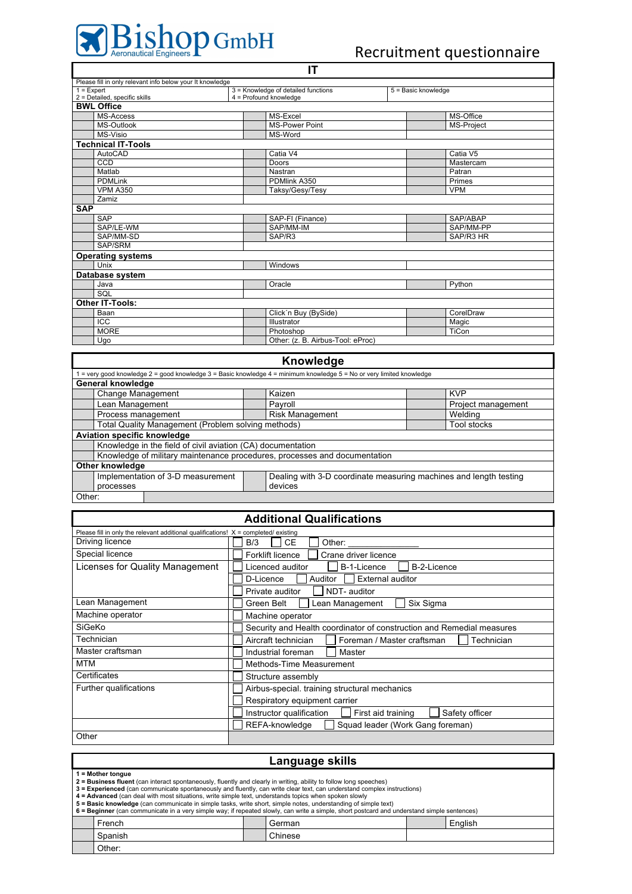# Bishop GmbH Aeronautical Engineers

## Recruitment questionnaire

## IT

Please fill in only relevant info below your It knowledge

1 = Expert
2 = Detailed, specific skills
3 = Knowledge of detailed functions
4 = Profound knowledge
5 = Basic knowledge

### BWL Office

| | | | | | |
|---|---|---|---|---|---|
| | MS-Access | | MS-Excel | | MS-Office |
| | MS-Outlook | | MS-Power Point | | MS-Project |
| | MS-Visio | | MS-Word | | |

### Technical IT-Tools

| | | | | | |
|---|---|---|---|---|---|
| | AutoCAD | | Catia V4 | | Catia V5 |
| | CCD | | Doors | | Mastercam |
| | Matlab | | Nastran | | Patran |
| | PDMLink | | PDMlink A350 | | Primes |
| | VPM A350 | | Taksy/Gesy/Tesy | | VPM |
| | Zamiz | | | | |

### SAP

| | | | | | |
|---|---|---|---|---|---|
| | SAP | | SAP-FI (Finance) | | SAP/ABAP |
| | SAP/LE-WM | | SAP/MM-IM | | SAP/MM-PP |
| | SAP/MM-SD | | SAP/R3 | | SAP/R3 HR |
| | SAP/SRM | | | | |

### Operating systems

| | | | | | |
|---|---|---|---|---|---|
| | Unix | | Windows | | |

### Database system

| | | | | | |
|---|---|---|---|---|---|
| | Java | | Oracle | | Python |
| | SQL | | | | |

### Other IT-Tools:

| | | | | | |
|---|---|---|---|---|---|
| | Baan | | Click´n Buy (BySide) | | CorelDraw |
| | ICC | | Illustrator | | Magic |
| | MORE | | Photoshop | | TiCon |
| | Ugo | | Other: (z. B. Airbus-Tool: eProc) | | |

## Knowledge

1 = very good knowledge 2 = good knowledge 3 = Basic knowledge 4 = minimum knowledge 5 = No or very limited knowledge

### General knowledge

| | | | | | |
|---|---|---|---|---|---|
| | Change Management | | Kaizen | | KVP |
| | Lean Management | | Payroll | | Project management |
| | Process management | | Risk Management | | Welding |
| | Total Quality Management (Problem solving methods) | | | | Tool stocks |

### Aviation specific knowledge

| | |
|---|---|
| | Knowledge in the field of civil aviation (CA) documentation |
| | Knowledge of military maintenance procedures, processes and documentation |

### Other knowledge

| | | | |
|---|---|---|---|
| | Implementation of 3-D measurement processes | | Dealing with 3-D coordinate measuring machines and length testing devices |

Other:

## Additional Qualifications

Please fill in only the relevant additional qualifications! X = completed/ existing

| | |
|---|---|
| Driving licence | ☐ B/3 ☐ CE ☐ Other: ____________ |
| Special licence | ☐ Forklift licence ☐ Crane driver licence |
| Licenses for Quality Management | ☐ Licenced auditor ☐ B-1-Licence ☐ B-2-Licence |
| | ☐ D-Licence ☐ Auditor ☐ External auditor |
| | ☐ Private auditor ☐ NDT- auditor |
| Lean Management | ☐ Green Belt ☐ Lean Management ☐ Six Sigma |
| Machine operator | ☐ Machine operator |
| SiGeKo | ☐ Security and Health coordinator of construction and Remedial measures |
| Technician | ☐ Aircraft technician ☐ Foreman / Master craftsman ☐ Technician |
| Master craftsman | ☐ Industrial foreman ☐ Master |
| MTM | ☐ Methods-Time Measurement |
| Certificates | ☐ Structure assembly |
| Further qualifications | ☐ Airbus-special. training structural mechanics |
| | ☐ Respiratory equipment carrier |
| | ☐ Instructor qualification ☐ First aid training ☐ Safety officer |
| | ☐ REFA-knowledge ☐ Squad leader (Work Gang foreman) |
| Other | |

## Language skills

**1 = Mother tongue**
**2 = Business fluent** (can interact spontaneously, fluently and clearly in writing, ability to follow long speeches)
**3 = Experienced** (can communicate spontaneously and fluently, can write clear text, can understand complex instructions)
**4 = Advanced** (can deal with most situations, write simple text, understands topics when spoken slowly
**5 = Basic knowledge** (can communicate in simple tasks, write short, simple notes, understanding of simple text)
**6 = Beginner** (can communicate in a very simple way; if repeated slowly, can write a simple, short postcard and understand simple sentences)

| | | | | | |
|---|---|---|---|---|---|
| | French | | German | | English |
| | Spanish | | Chinese | | |
| | Other: | | | | |